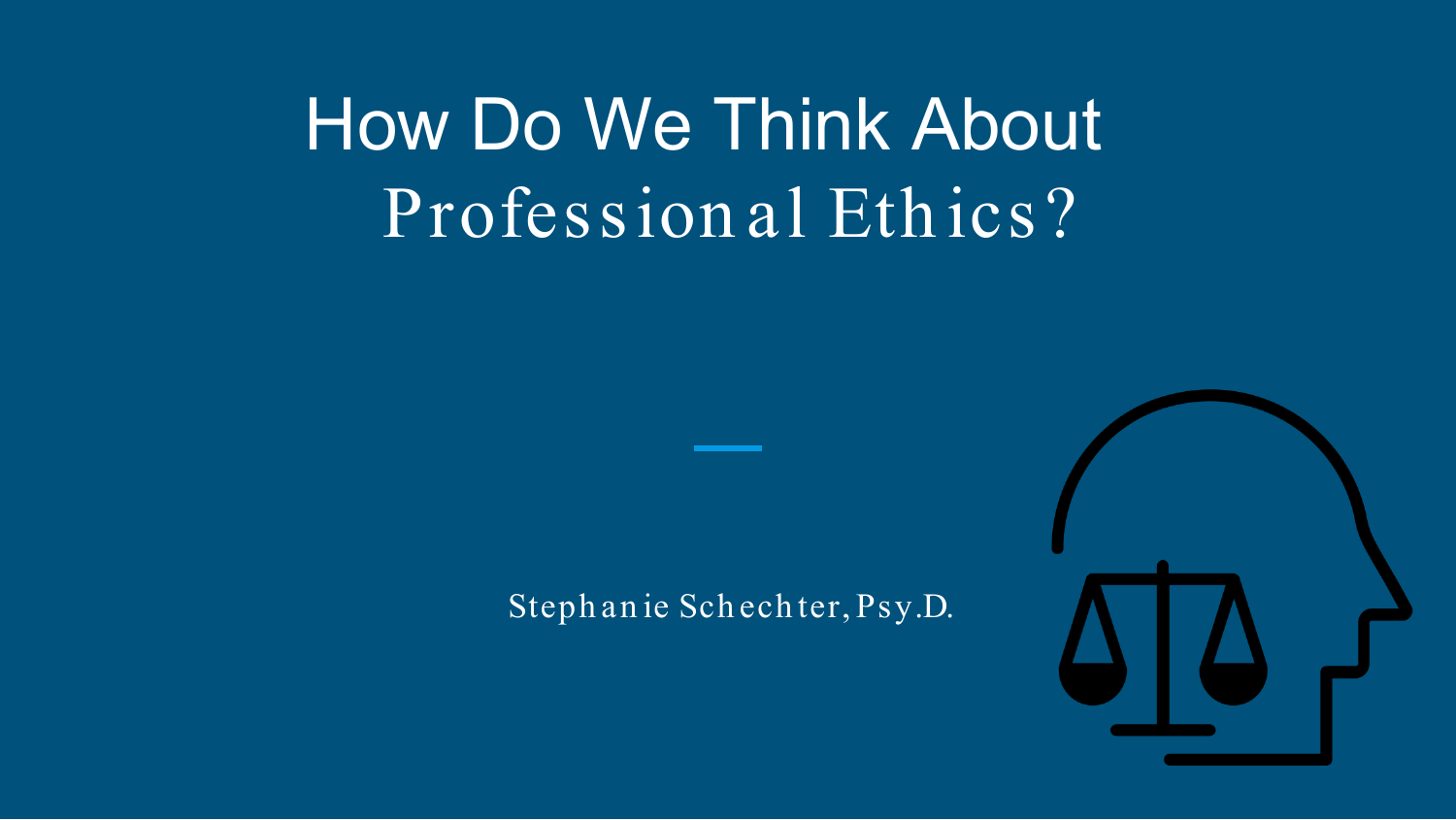# How Do We Think About Professional Ethics?

Stephanie Schechter, Psy.D.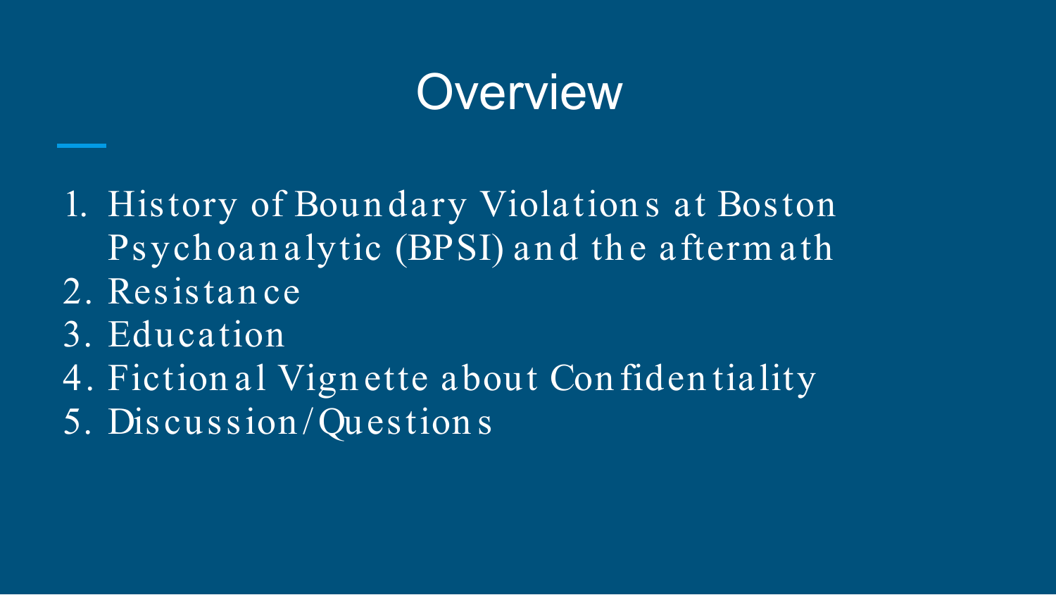# Overview

1. History of Boundary Violations at Boston Psychoanalytic (BPSI) and the aftermath
2. Resistance
3. Education
4. Fictional Vignette about Confidentiality
5. Discussion/Questions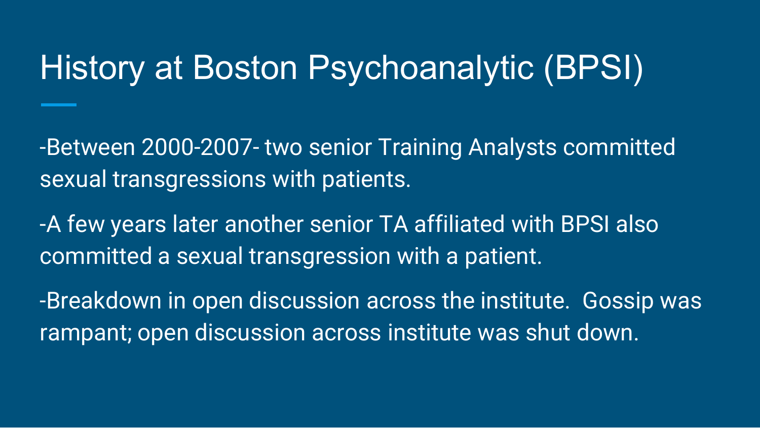# History at Boston Psychoanalytic (BPSI)

-Between 2000-2007- two senior Training Analysts committed sexual transgressions with patients.

-A few years later another senior TA affiliated with BPSI also committed a sexual transgression with a patient.

-Breakdown in open discussion across the institute. Gossip was rampant; open discussion across institute was shut down.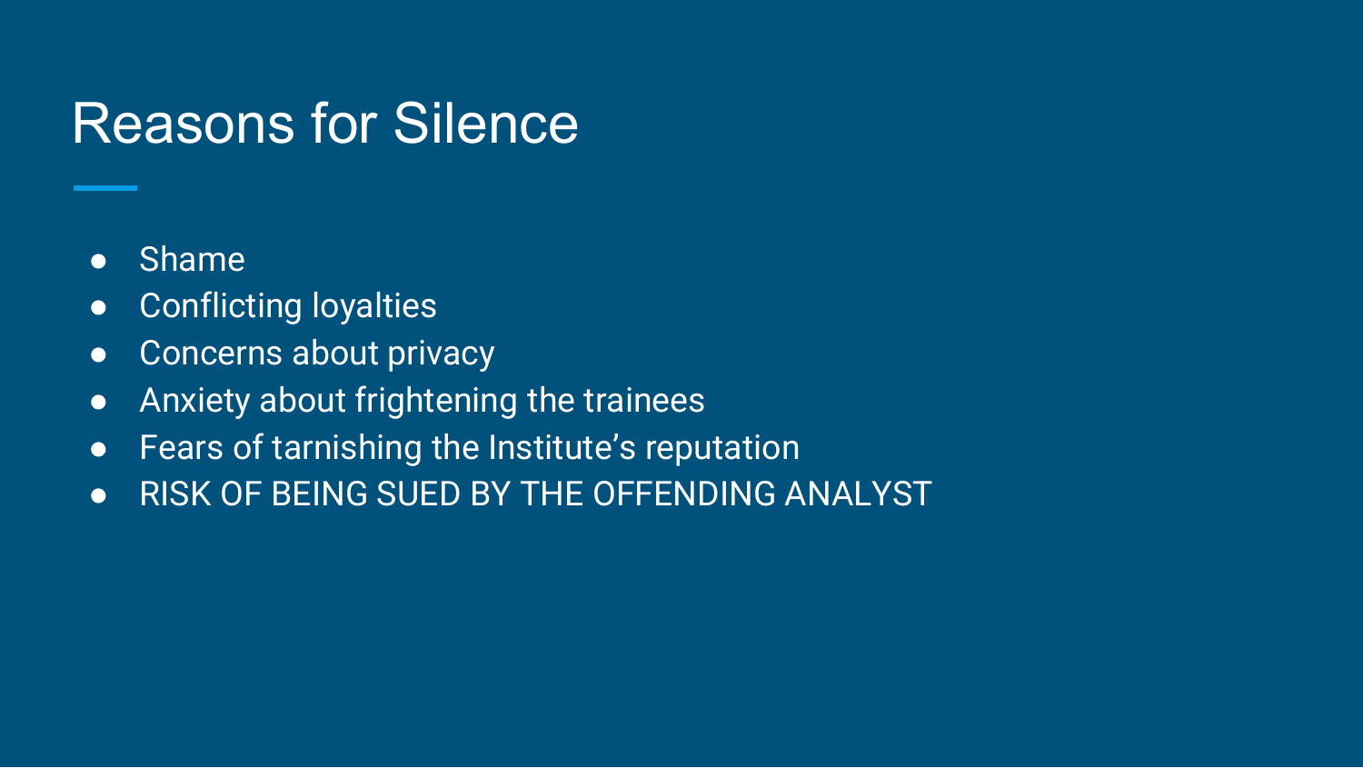# Reasons for Silence

- Shame
- Conflicting loyalties
- Concerns about privacy
- Anxiety about frightening the trainees
- Fears of tarnishing the Institute's reputation
- RISK OF BEING SUED BY THE OFFENDING ANALYST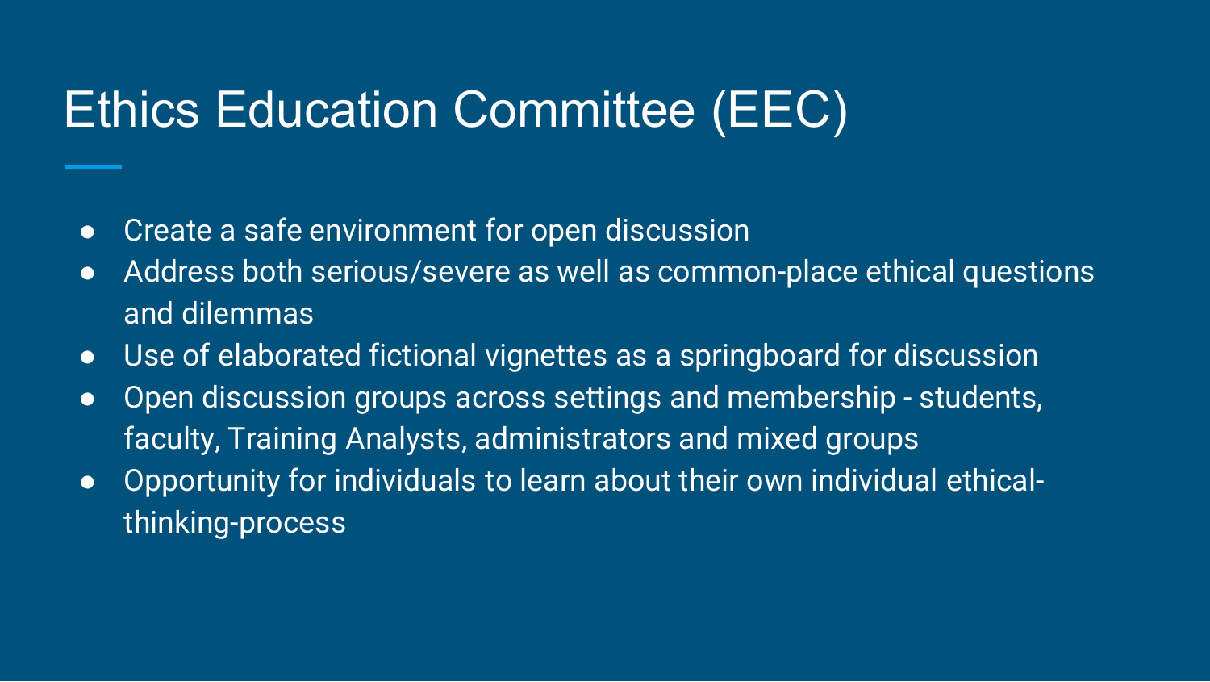# Ethics Education Committee (EEC)

- Create a safe environment for open discussion
- Address both serious/severe as well as common-place ethical questions and dilemmas
- Use of elaborated fictional vignettes as a springboard for discussion
- Open discussion groups across settings and membership - students, faculty, Training Analysts, administrators and mixed groups
- Opportunity for individuals to learn about their own individual ethical-thinking-process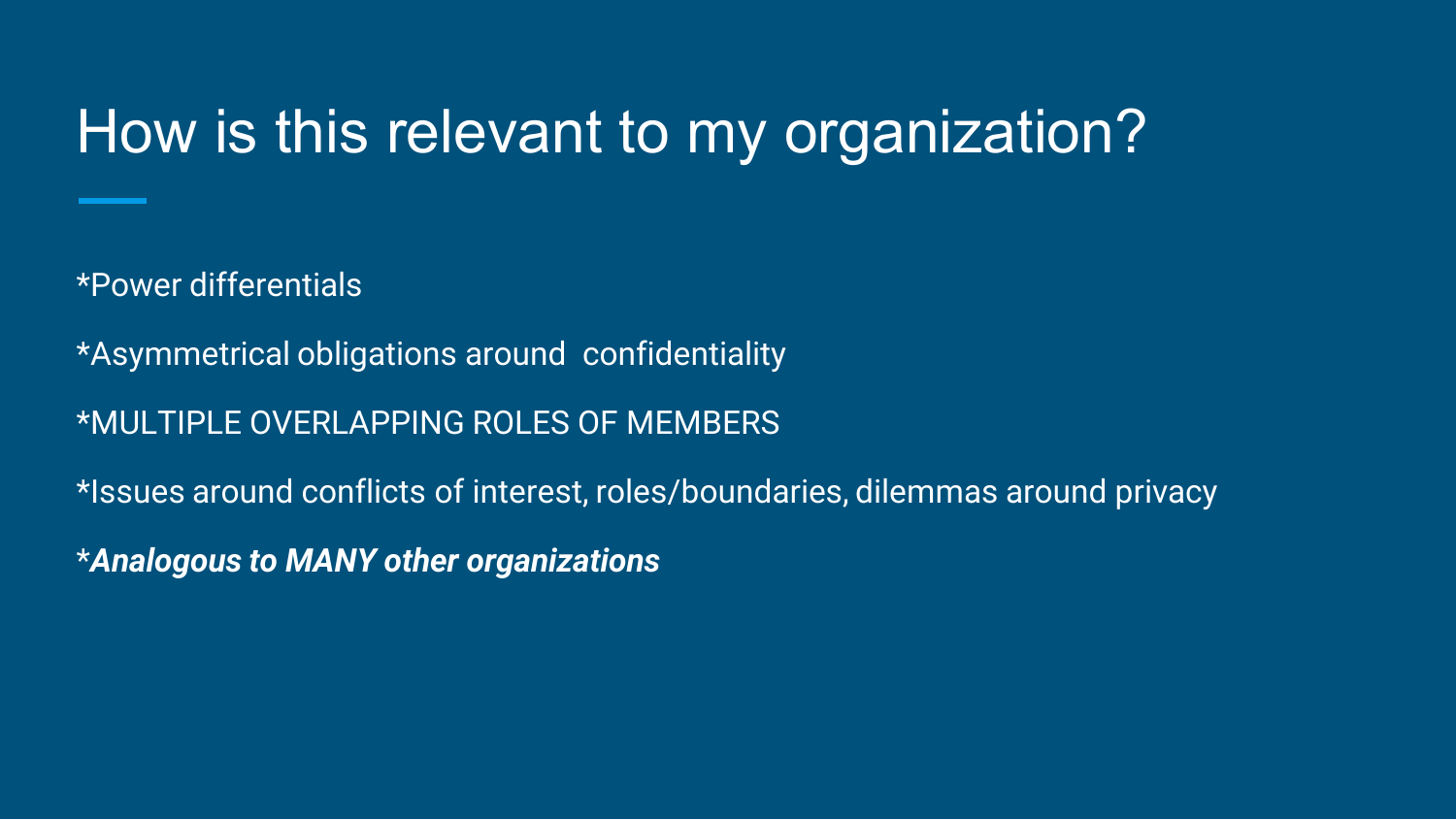# How is this relevant to my organization?

*Power differentials

*Asymmetrical obligations around confidentiality

*MULTIPLE OVERLAPPING ROLES OF MEMBERS

*Issues around conflicts of interest, roles/boundaries, dilemmas around privacy

****Analogous to MANY other organizations***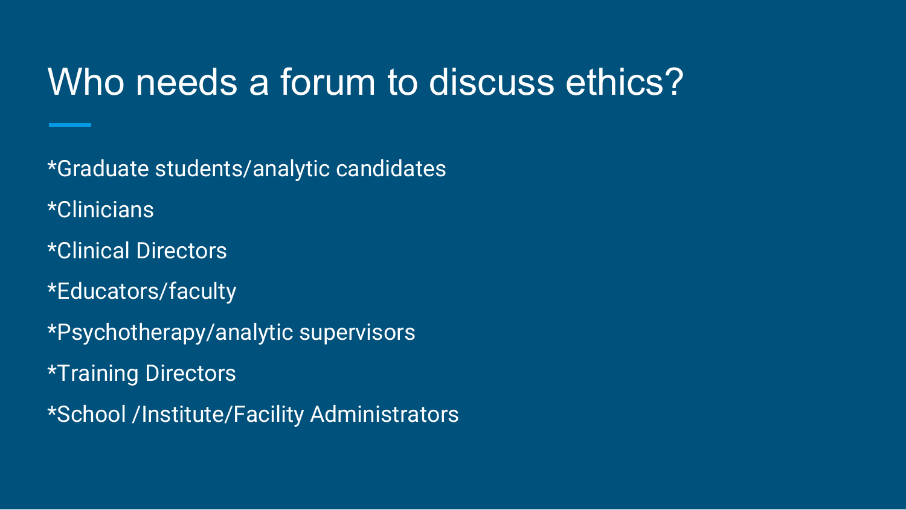# Who needs a forum to discuss ethics?

*Graduate students/analytic candidates

*Clinicians

*Clinical Directors

*Educators/faculty

*Psychotherapy/analytic supervisors

*Training Directors

*School /Institute/Facility Administrators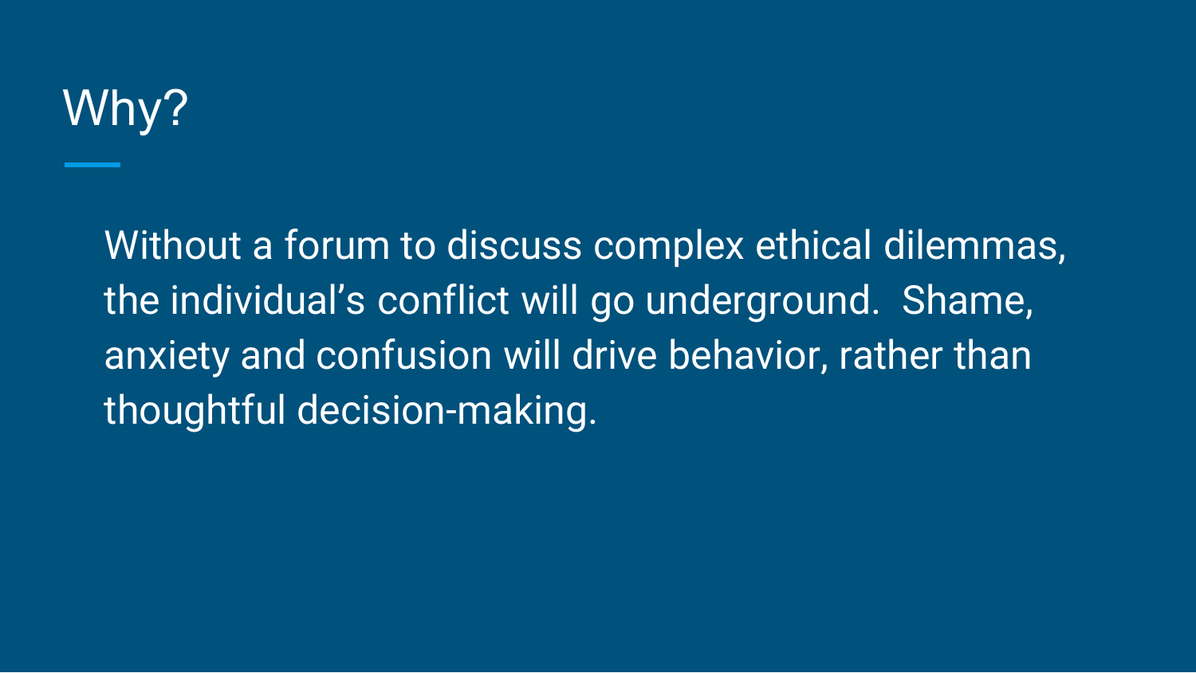# Why?

Without a forum to discuss complex ethical dilemmas, the individual's conflict will go underground.  Shame, anxiety and confusion will drive behavior, rather than thoughtful decision-making.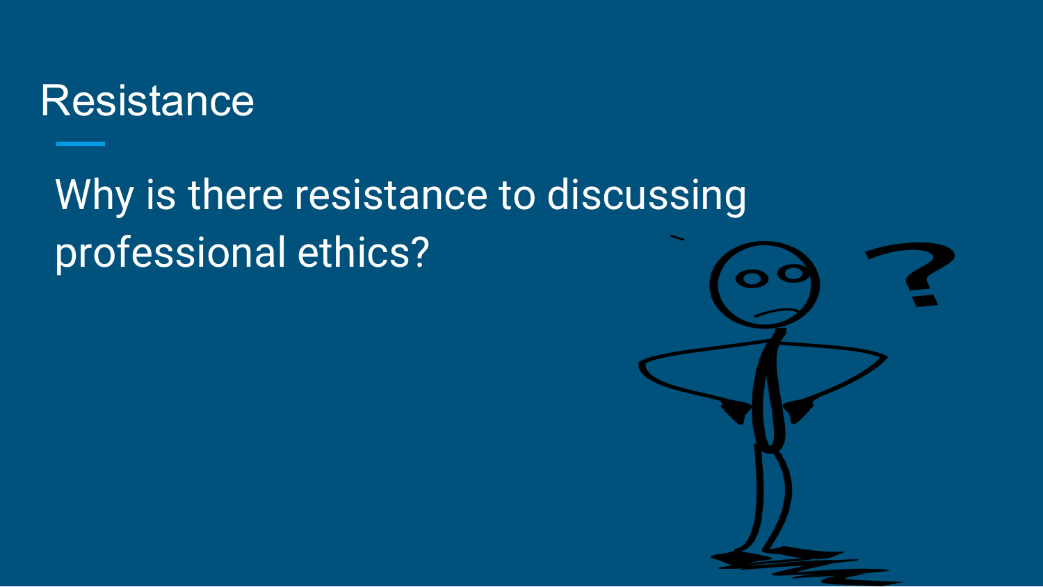# Resistance

Why is there resistance to discussing professional ethics?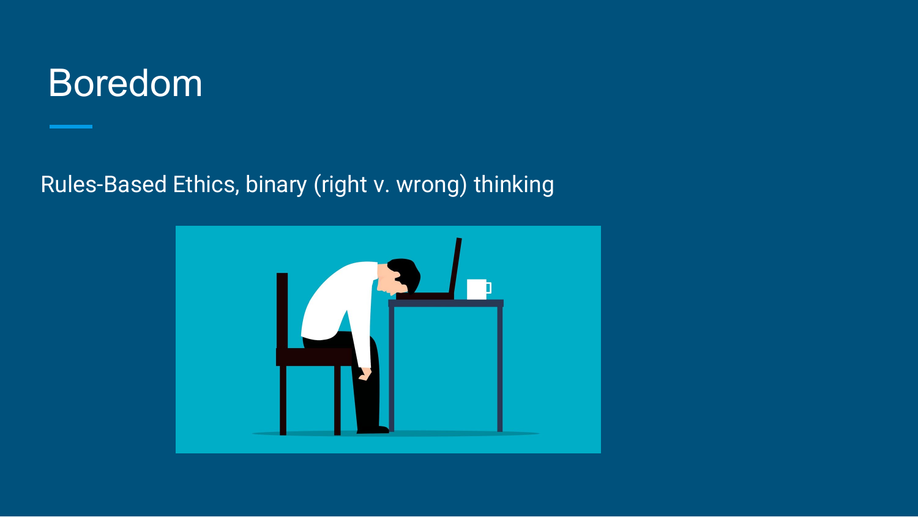# Boredom

Rules-Based Ethics, binary (right v. wrong) thinking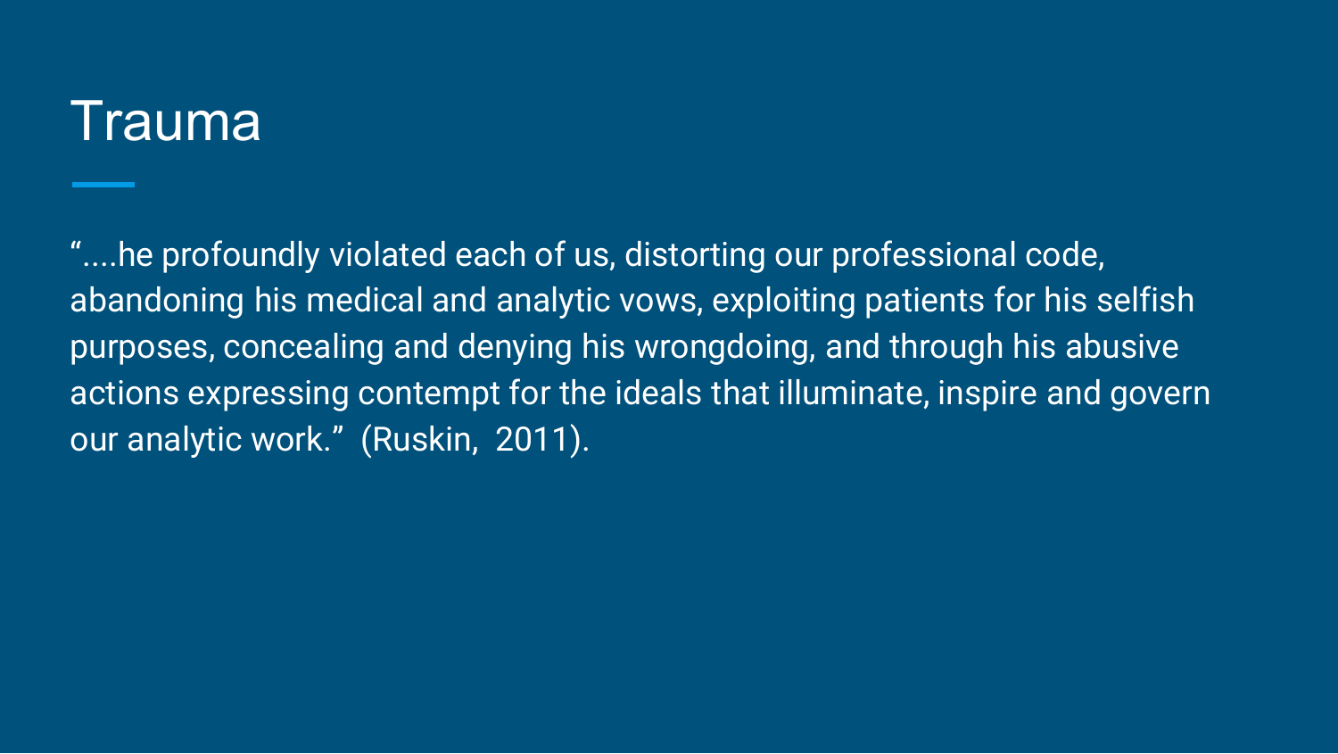# Trauma

"....he profoundly violated each of us, distorting our professional code, abandoning his medical and analytic vows, exploiting patients for his selfish purposes, concealing and denying his wrongdoing, and through his abusive actions expressing contempt for the ideals that illuminate, inspire and govern our analytic work." (Ruskin, 2011).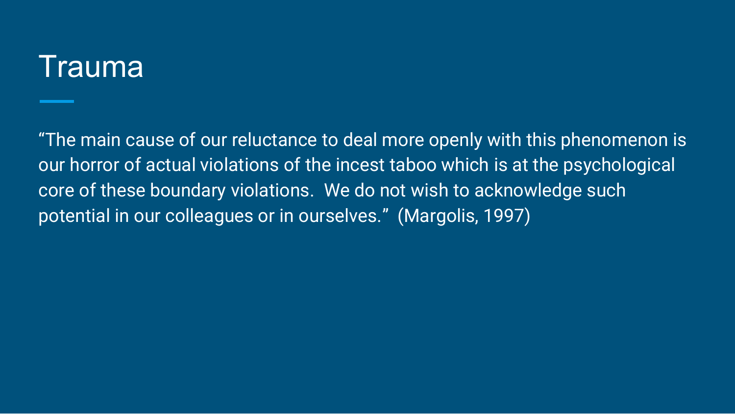# Trauma

“The main cause of our reluctance to deal more openly with this phenomenon is our horror of actual violations of the incest taboo which is at the psychological core of these boundary violations.  We do not wish to acknowledge such potential in our colleagues or in ourselves.”  (Margolis, 1997)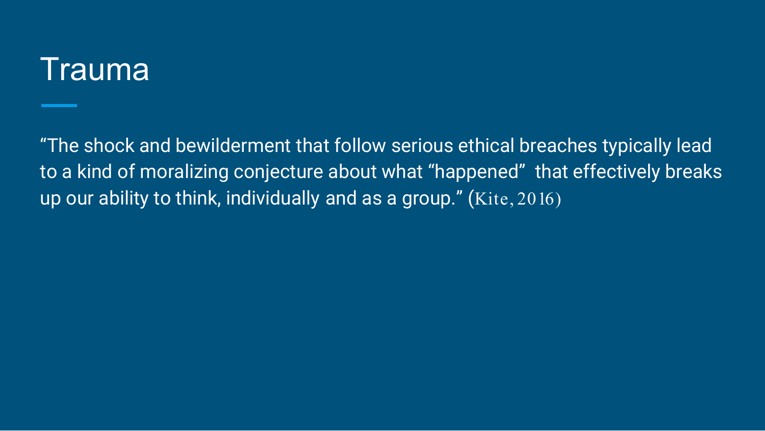# Trauma

“The shock and bewilderment that follow serious ethical breaches typically lead to a kind of moralizing conjecture about what “happened” that effectively breaks up our ability to think, individually and as a group.” (Kite, 2016)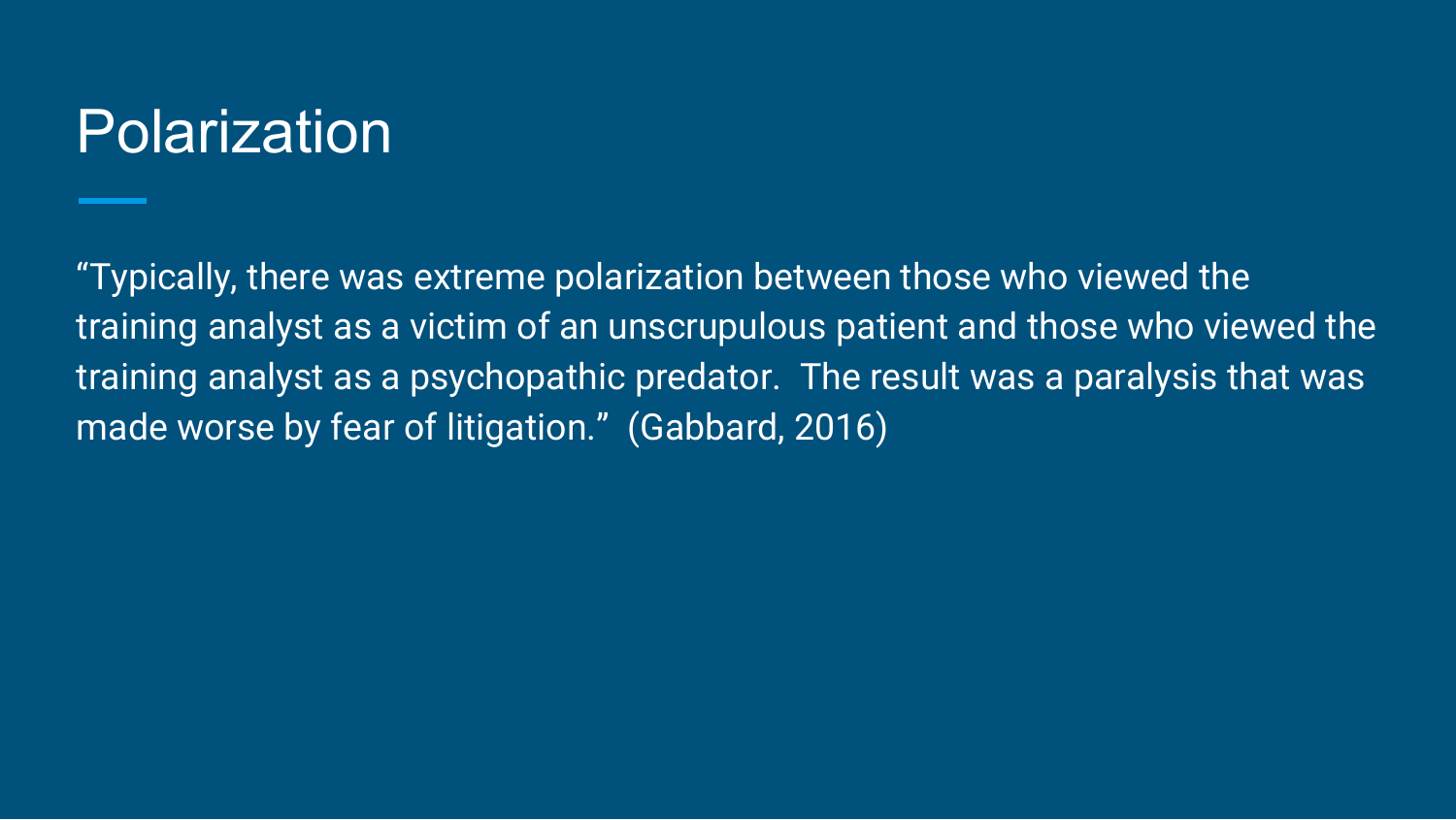# Polarization

“Typically, there was extreme polarization between those who viewed the training analyst as a victim of an unscrupulous patient and those who viewed the training analyst as a psychopathic predator. The result was a paralysis that was made worse by fear of litigation.” (Gabbard, 2016)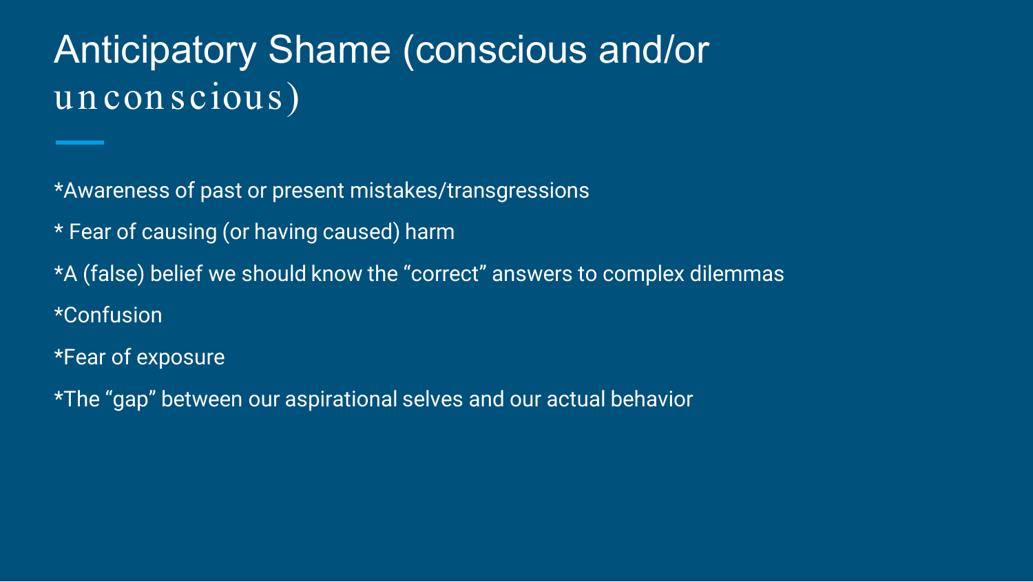# Anticipatory Shame (conscious and/or unconscious)

*Awareness of past or present mistakes/transgressions

* Fear of causing (or having caused) harm

*A (false) belief we should know the “correct” answers to complex dilemmas

*Confusion

*Fear of exposure

*The “gap” between our aspirational selves and our actual behavior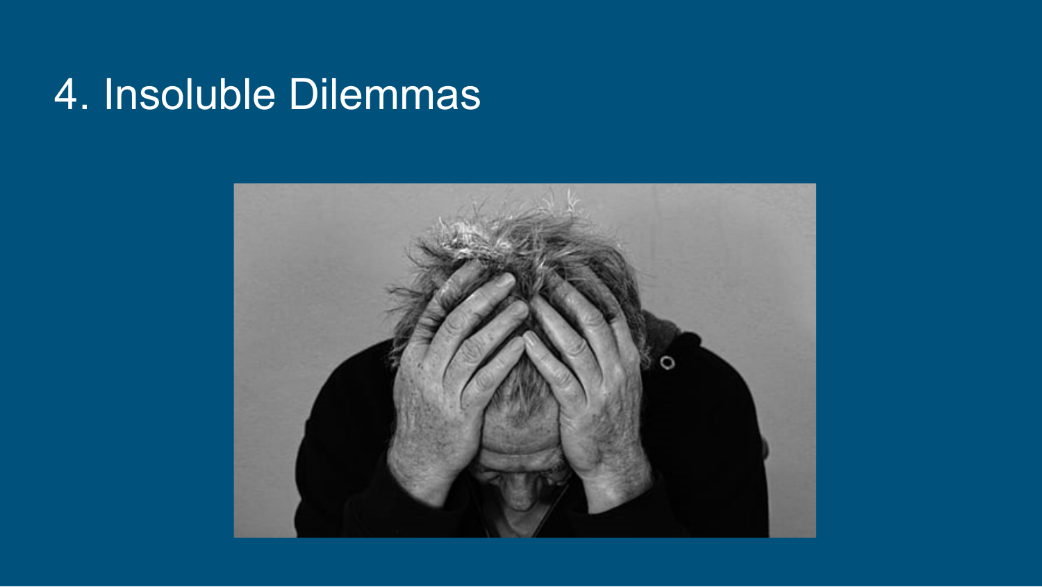# 4. Insoluble Dilemmas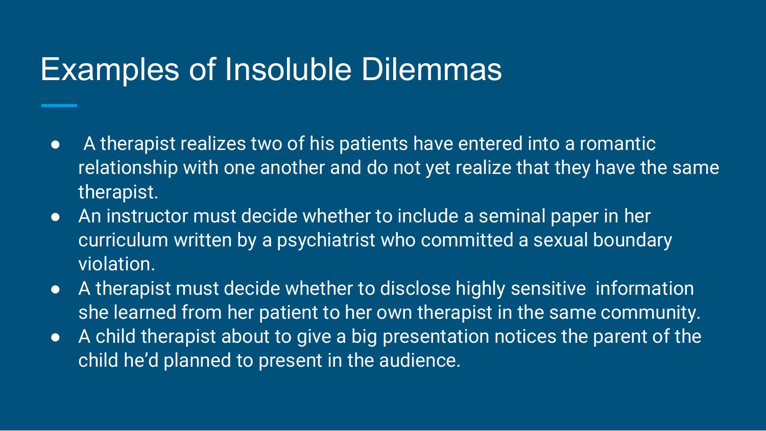# Examples of Insoluble Dilemmas

- A therapist realizes two of his patients have entered into a romantic relationship with one another and do not yet realize that they have the same therapist.
- An instructor must decide whether to include a seminal paper in her curriculum written by a psychiatrist who committed a sexual boundary violation.
- A therapist must decide whether to disclose highly sensitive information she learned from her patient to her own therapist in the same community.
- A child therapist about to give a big presentation notices the parent of the child he'd planned to present in the audience.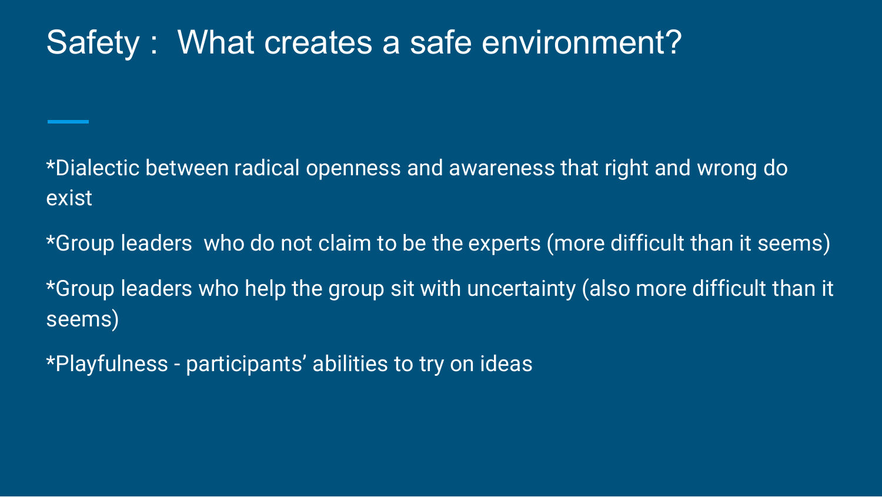# Safety : What creates a safe environment?

*Dialectic between radical openness and awareness that right and wrong do exist

*Group leaders who do not claim to be the experts (more difficult than it seems)

*Group leaders who help the group sit with uncertainty (also more difficult than it seems)

*Playfulness - participants' abilities to try on ideas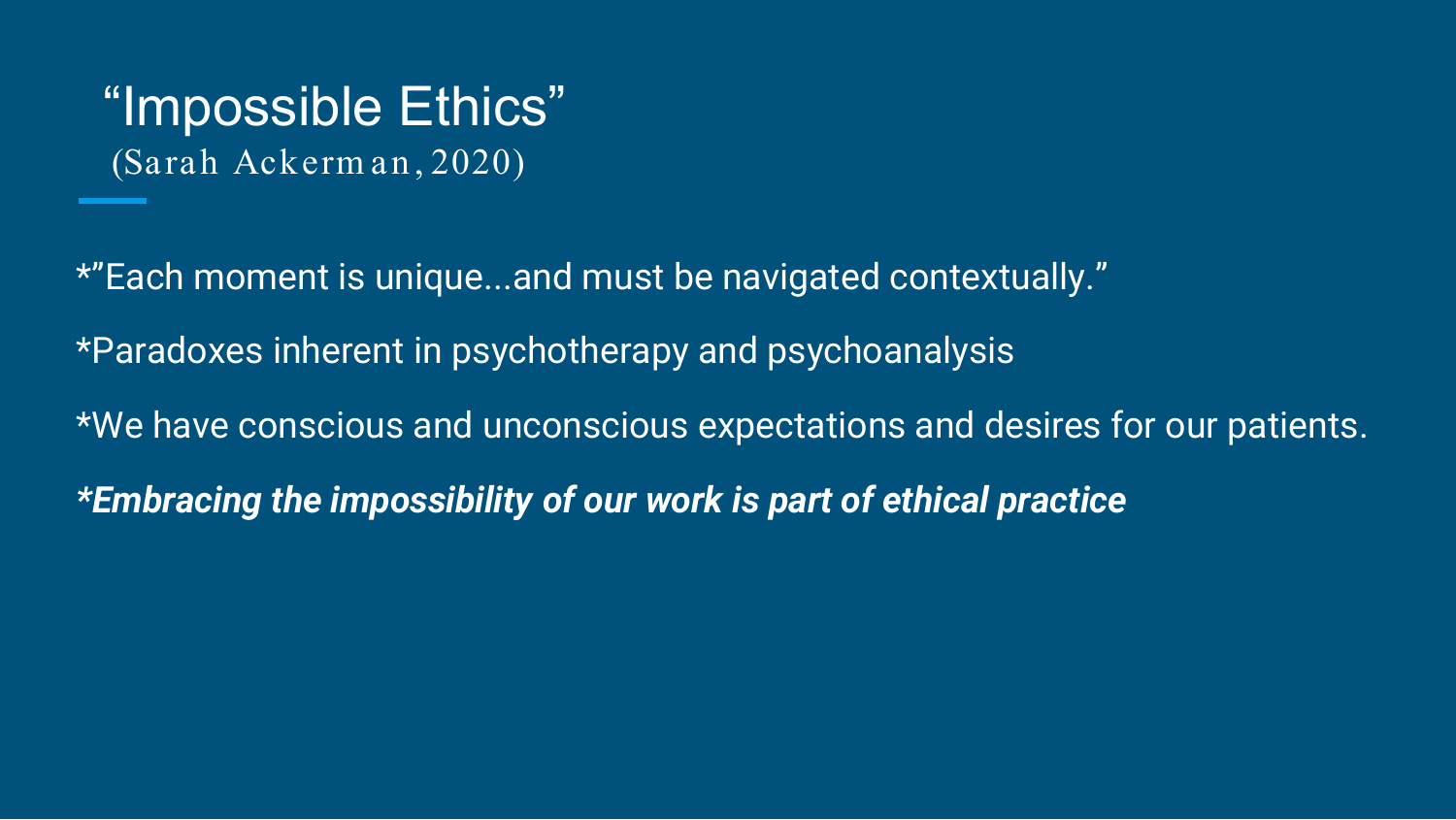# "Impossible Ethics"

(Sarah Ackerman, 2020)

*"Each moment is unique...and must be navigated contextually."

*Paradoxes inherent in psychotherapy and psychoanalysis

*We have conscious and unconscious expectations and desires for our patients.

***Embracing the impossibility of our work is part of ethical practice***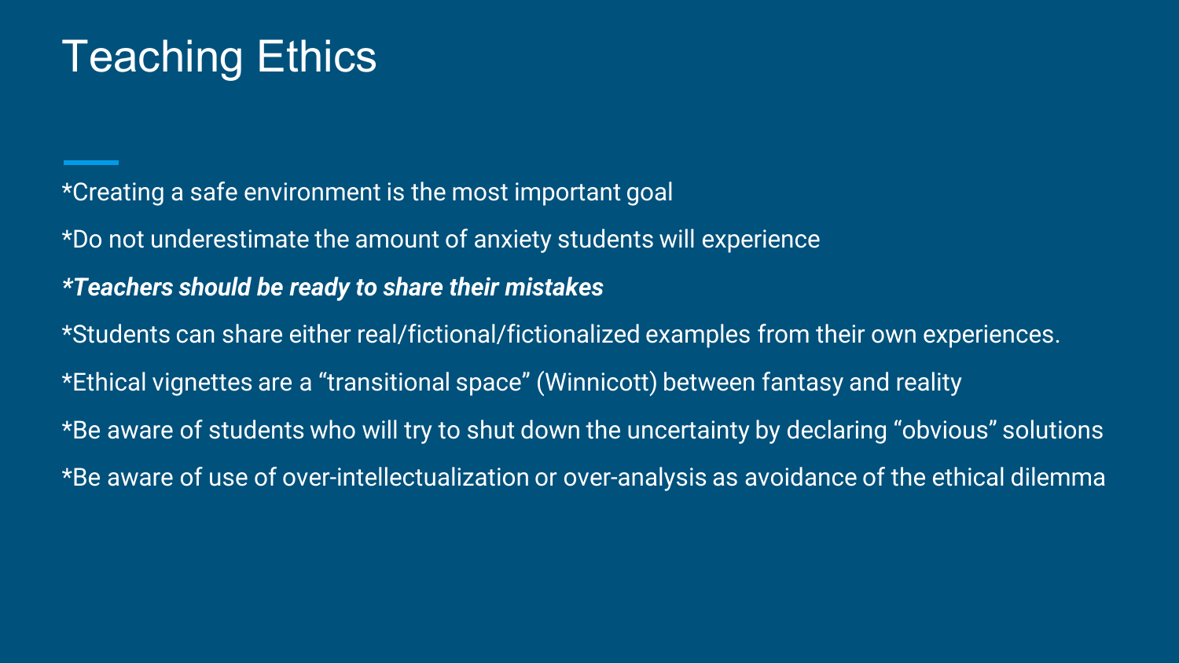# Teaching Ethics

*Creating a safe environment is the most important goal

*Do not underestimate the amount of anxiety students will experience

***Teachers should be ready to share their mistakes***

*Students can share either real/fictional/fictionalized examples from their own experiences.

*Ethical vignettes are a “transitional space” (Winnicott) between fantasy and reality

*Be aware of students who will try to shut down the uncertainty by declaring “obvious” solutions

*Be aware of use of over-intellectualization or over-analysis as avoidance of the ethical dilemma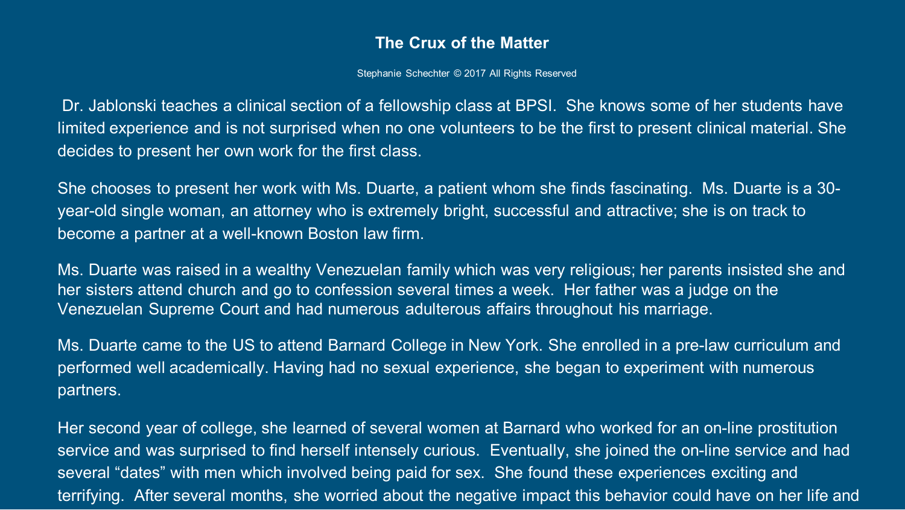# The Crux of the Matter

Stephanie Schechter © 2017 All Rights Reserved

Dr. Jablonski teaches a clinical section of a fellowship class at BPSI. She knows some of her students have limited experience and is not surprised when no one volunteers to be the first to present clinical material. She decides to present her own work for the first class.

She chooses to present her work with Ms. Duarte, a patient whom she finds fascinating. Ms. Duarte is a 30-year-old single woman, an attorney who is extremely bright, successful and attractive; she is on track to become a partner at a well-known Boston law firm.

Ms. Duarte was raised in a wealthy Venezuelan family which was very religious; her parents insisted she and her sisters attend church and go to confession several times a week. Her father was a judge on the Venezuelan Supreme Court and had numerous adulterous affairs throughout his marriage.

Ms. Duarte came to the US to attend Barnard College in New York. She enrolled in a pre-law curriculum and performed well academically. Having had no sexual experience, she began to experiment with numerous partners.

Her second year of college, she learned of several women at Barnard who worked for an on-line prostitution service and was surprised to find herself intensely curious. Eventually, she joined the on-line service and had several "dates" with men which involved being paid for sex. She found these experiences exciting and terrifying. After several months, she worried about the negative impact this behavior could have on her life and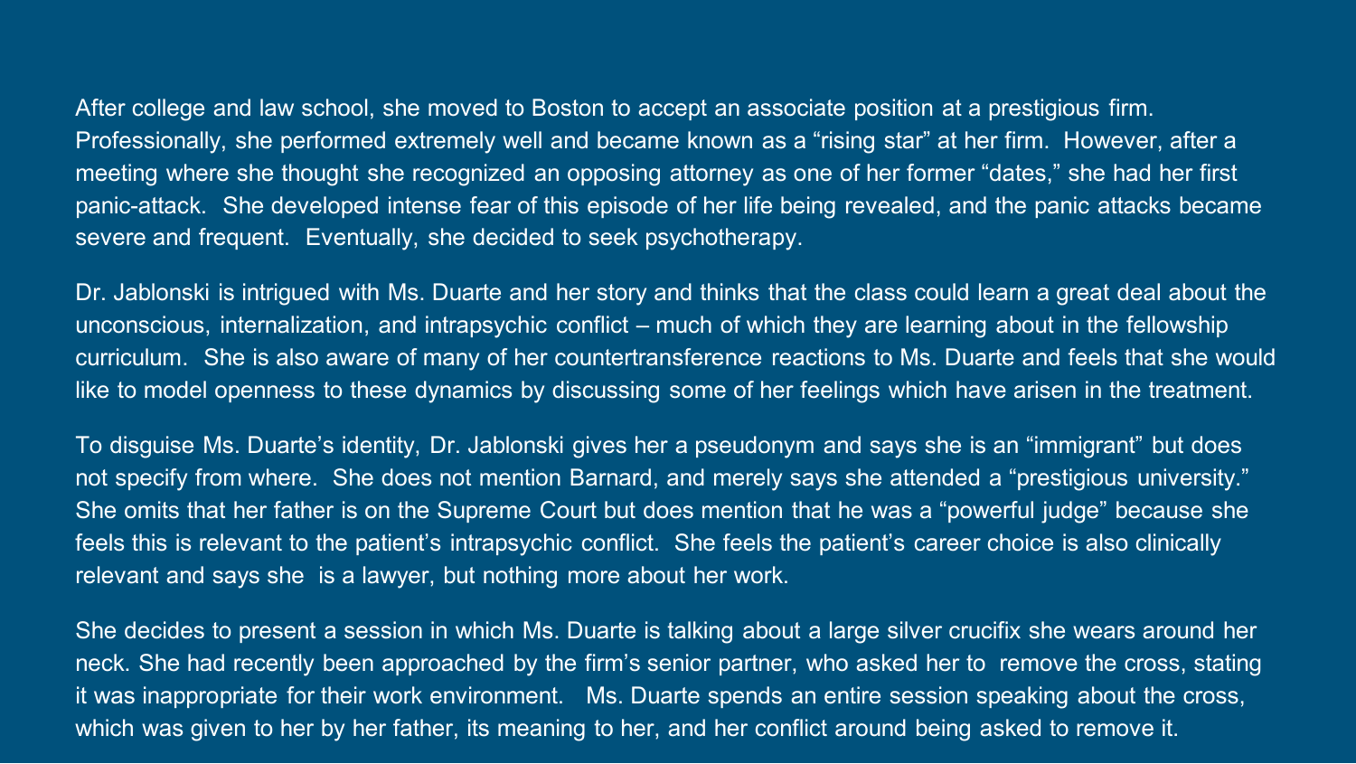After college and law school, she moved to Boston to accept an associate position at a prestigious firm. Professionally, she performed extremely well and became known as a "rising star" at her firm. However, after a meeting where she thought she recognized an opposing attorney as one of her former "dates," she had her first panic-attack. She developed intense fear of this episode of her life being revealed, and the panic attacks became severe and frequent. Eventually, she decided to seek psychotherapy.

Dr. Jablonski is intrigued with Ms. Duarte and her story and thinks that the class could learn a great deal about the unconscious, internalization, and intrapsychic conflict – much of which they are learning about in the fellowship curriculum. She is also aware of many of her countertransference reactions to Ms. Duarte and feels that she would like to model openness to these dynamics by discussing some of her feelings which have arisen in the treatment.

To disguise Ms. Duarte's identity, Dr. Jablonski gives her a pseudonym and says she is an "immigrant" but does not specify from where. She does not mention Barnard, and merely says she attended a "prestigious university." She omits that her father is on the Supreme Court but does mention that he was a "powerful judge" because she feels this is relevant to the patient's intrapsychic conflict. She feels the patient's career choice is also clinically relevant and says she is a lawyer, but nothing more about her work.

She decides to present a session in which Ms. Duarte is talking about a large silver crucifix she wears around her neck. She had recently been approached by the firm's senior partner, who asked her to remove the cross, stating it was inappropriate for their work environment. Ms. Duarte spends an entire session speaking about the cross, which was given to her by her father, its meaning to her, and her conflict around being asked to remove it.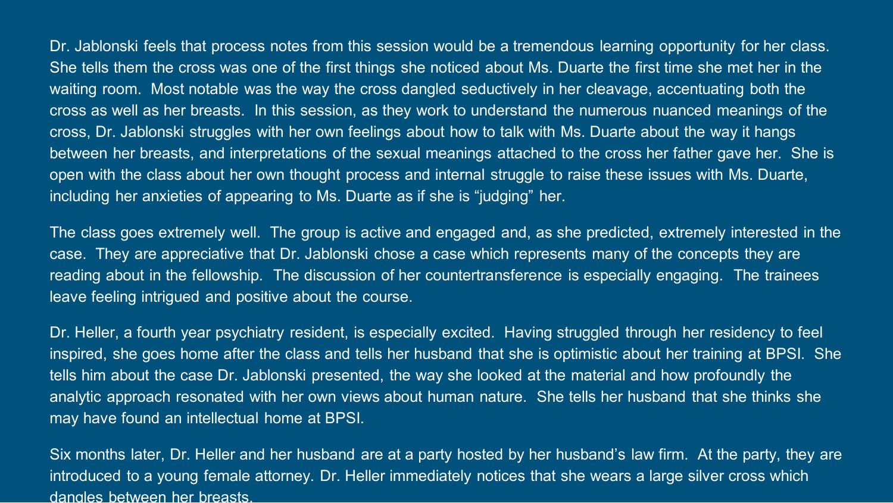Dr. Jablonski feels that process notes from this session would be a tremendous learning opportunity for her class. She tells them the cross was one of the first things she noticed about Ms. Duarte the first time she met her in the waiting room. Most notable was the way the cross dangled seductively in her cleavage, accentuating both the cross as well as her breasts. In this session, as they work to understand the numerous nuanced meanings of the cross, Dr. Jablonski struggles with her own feelings about how to talk with Ms. Duarte about the way it hangs between her breasts, and interpretations of the sexual meanings attached to the cross her father gave her. She is open with the class about her own thought process and internal struggle to raise these issues with Ms. Duarte, including her anxieties of appearing to Ms. Duarte as if she is "judging" her.

The class goes extremely well. The group is active and engaged and, as she predicted, extremely interested in the case. They are appreciative that Dr. Jablonski chose a case which represents many of the concepts they are reading about in the fellowship. The discussion of her countertransference is especially engaging. The trainees leave feeling intrigued and positive about the course.

Dr. Heller, a fourth year psychiatry resident, is especially excited. Having struggled through her residency to feel inspired, she goes home after the class and tells her husband that she is optimistic about her training at BPSI. She tells him about the case Dr. Jablonski presented, the way she looked at the material and how profoundly the analytic approach resonated with her own views about human nature. She tells her husband that she thinks she may have found an intellectual home at BPSI.

Six months later, Dr. Heller and her husband are at a party hosted by her husband's law firm. At the party, they are introduced to a young female attorney. Dr. Heller immediately notices that she wears a large silver cross which dangles between her breasts.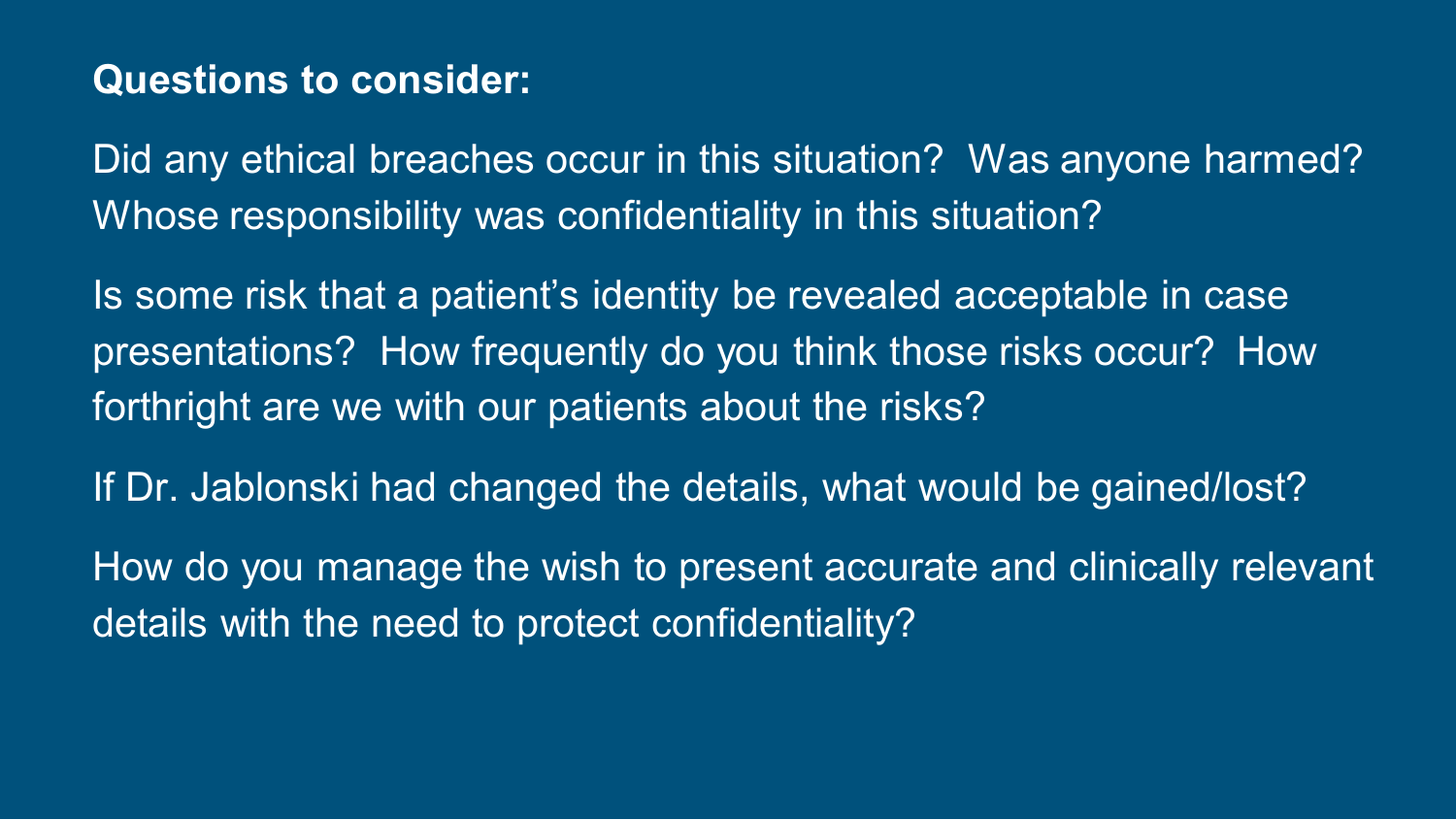**Questions to consider:**

Did any ethical breaches occur in this situation? Was anyone harmed? Whose responsibility was confidentiality in this situation?

Is some risk that a patient's identity be revealed acceptable in case presentations? How frequently do you think those risks occur? How forthright are we with our patients about the risks?

If Dr. Jablonski had changed the details, what would be gained/lost?

How do you manage the wish to present accurate and clinically relevant details with the need to protect confidentiality?